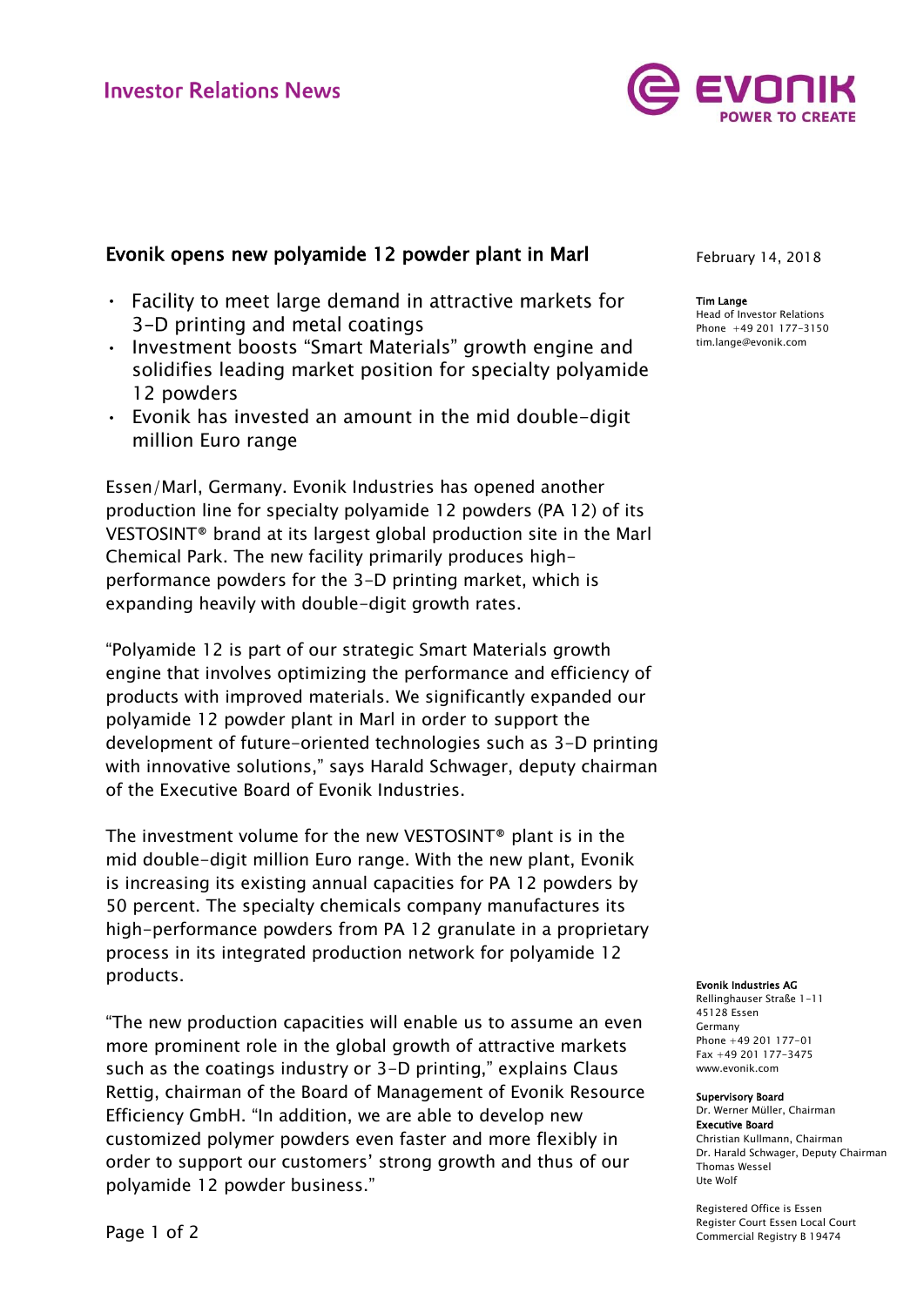Investor Relations News

# Evonik opens new polyamide 12 powder plant in Marl

February 14, 2018

**Tim Lange**
Head of Investor Relations
Phone +49 201 177-3150
tim.lange@evonik.com

- Facility to meet large demand in attractive markets for 3-D printing and metal coatings
- Investment boosts "Smart Materials" growth engine and solidifies leading market position for specialty polyamide 12 powders
- Evonik has invested an amount in the mid double-digit million Euro range

Essen/Marl, Germany. Evonik Industries has opened another production line for specialty polyamide 12 powders (PA 12) of its VESTOSINT® brand at its largest global production site in the Marl Chemical Park. The new facility primarily produces high-performance powders for the 3-D printing market, which is expanding heavily with double-digit growth rates.

"Polyamide 12 is part of our strategic Smart Materials growth engine that involves optimizing the performance and efficiency of products with improved materials. We significantly expanded our polyamide 12 powder plant in Marl in order to support the development of future-oriented technologies such as 3-D printing with innovative solutions," says Harald Schwager, deputy chairman of the Executive Board of Evonik Industries.

The investment volume for the new VESTOSINT® plant is in the mid double-digit million Euro range. With the new plant, Evonik is increasing its existing annual capacities for PA 12 powders by 50 percent. The specialty chemicals company manufactures its high-performance powders from PA 12 granulate in a proprietary process in its integrated production network for polyamide 12 products.

"The new production capacities will enable us to assume an even more prominent role in the global growth of attractive markets such as the coatings industry or 3-D printing," explains Claus Rettig, chairman of the Board of Management of Evonik Resource Efficiency GmbH. "In addition, we are able to develop new customized polymer powders even faster and more flexibly in order to support our customers' strong growth and thus of our polyamide 12 powder business."

**Evonik Industries AG**
Rellinghauser Straße 1-11
45128 Essen
Germany
Phone +49 201 177-01
Fax +49 201 177-3475
www.evonik.com

**Supervisory Board**
Dr. Werner Müller, Chairman
**Executive Board**
Christian Kullmann, Chairman
Dr. Harald Schwager, Deputy Chairman
Thomas Wessel
Ute Wolf

Registered Office is Essen
Register Court Essen Local Court
Commercial Registry B 19474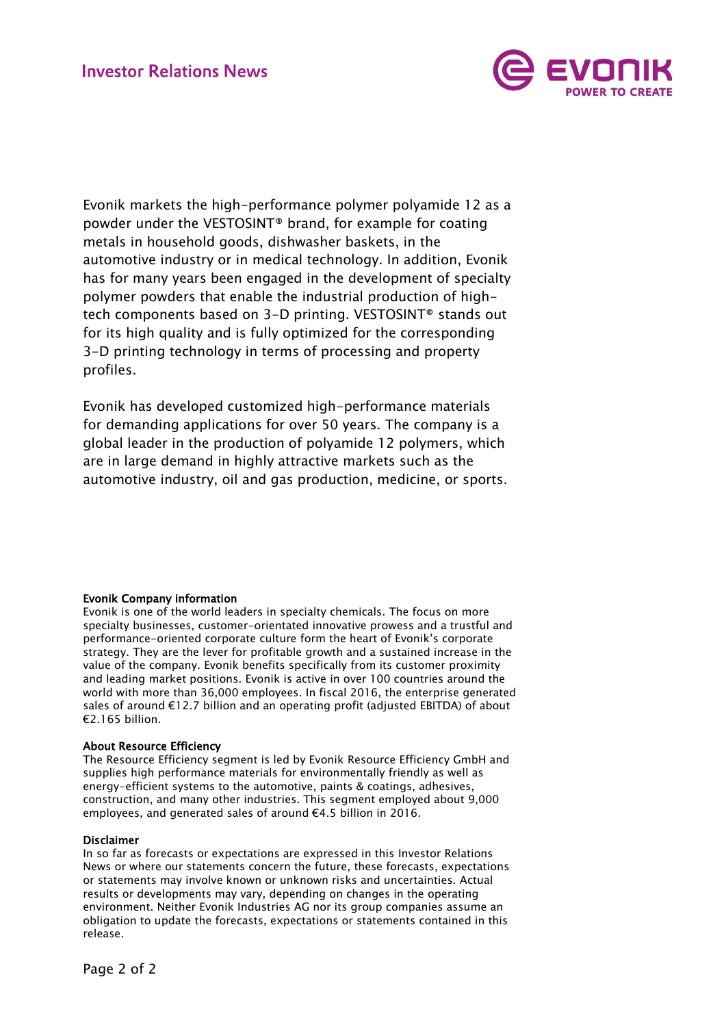Evonik markets the high-performance polymer polyamide 12 as a powder under the VESTOSINT® brand, for example for coating metals in household goods, dishwasher baskets, in the automotive industry or in medical technology. In addition, Evonik has for many years been engaged in the development of specialty polymer powders that enable the industrial production of high-tech components based on 3-D printing. VESTOSINT® stands out for its high quality and is fully optimized for the corresponding 3-D printing technology in terms of processing and property profiles.

Evonik has developed customized high-performance materials for demanding applications for over 50 years. The company is a global leader in the production of polyamide 12 polymers, which are in large demand in highly attractive markets such as the automotive industry, oil and gas production, medicine, or sports.

**Evonik Company information**

Evonik is one of the world leaders in specialty chemicals. The focus on more specialty businesses, customer-orientated innovative prowess and a trustful and performance-oriented corporate culture form the heart of Evonik's corporate strategy. They are the lever for profitable growth and a sustained increase in the value of the company. Evonik benefits specifically from its customer proximity and leading market positions. Evonik is active in over 100 countries around the world with more than 36,000 employees. In fiscal 2016, the enterprise generated sales of around €12.7 billion and an operating profit (adjusted EBITDA) of about €2.165 billion.

**About Resource Efficiency**

The Resource Efficiency segment is led by Evonik Resource Efficiency GmbH and supplies high performance materials for environmentally friendly as well as energy-efficient systems to the automotive, paints & coatings, adhesives, construction, and many other industries. This segment employed about 9,000 employees, and generated sales of around €4.5 billion in 2016.

**Disclaimer**

In so far as forecasts or expectations are expressed in this Investor Relations News or where our statements concern the future, these forecasts, expectations or statements may involve known or unknown risks and uncertainties. Actual results or developments may vary, depending on changes in the operating environment. Neither Evonik Industries AG nor its group companies assume an obligation to update the forecasts, expectations or statements contained in this release.